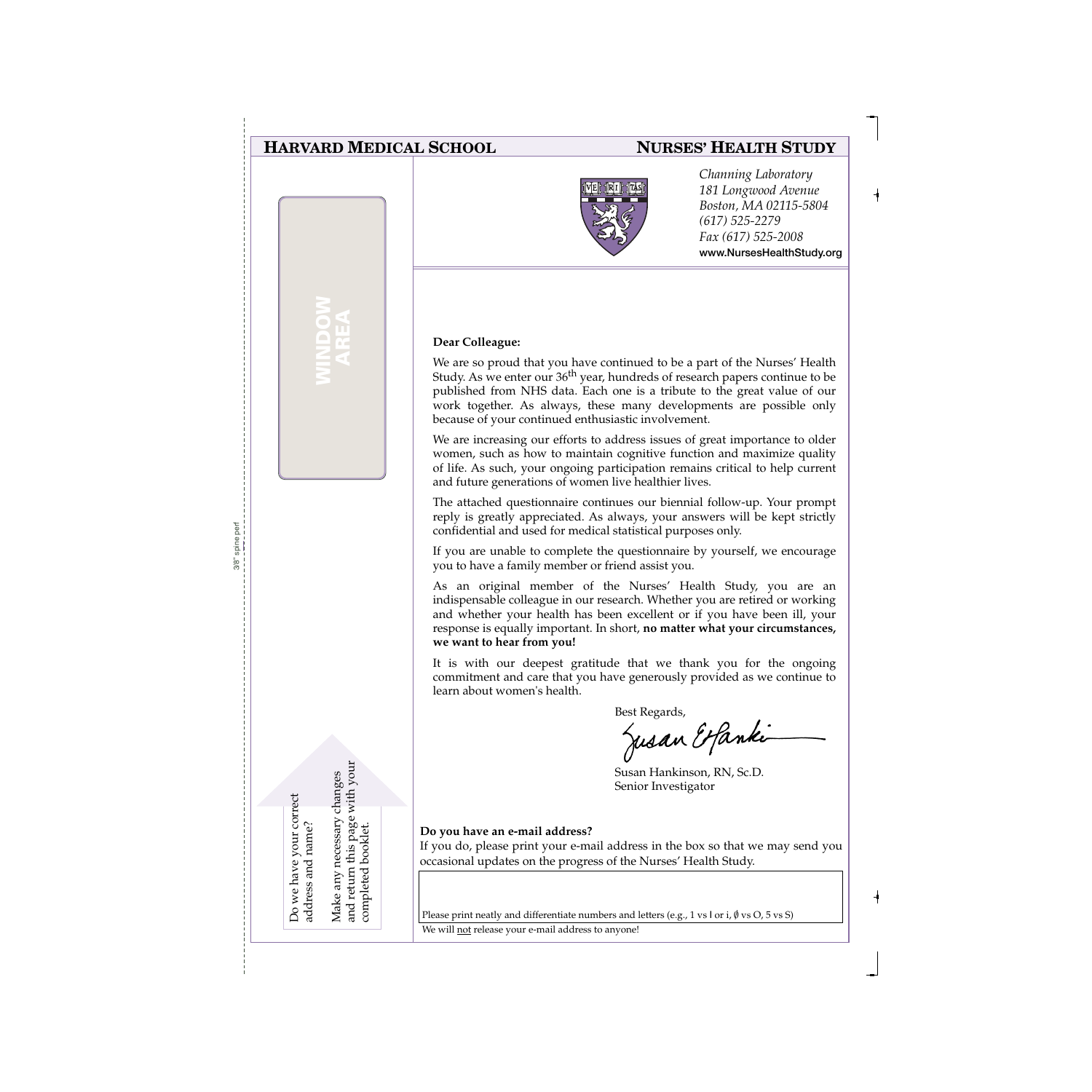**HARVARD MEDICAL SCHOOL** **NURSES' HEALTH STUDY**

*Channing Laboratory*
*181 Longwood Avenue*
*Boston, MA 02115-5804*
*(617) 525-2279*
*Fax (617) 525-2008*
**www.NursesHealthStudy.org**

WINDOW AREA

**Dear Colleague:**

We are so proud that you have continued to be a part of the Nurses' Health Study. As we enter our 36th year, hundreds of research papers continue to be published from NHS data. Each one is a tribute to the great value of our work together. As always, these many developments are possible only because of your continued enthusiastic involvement.

We are increasing our efforts to address issues of great importance to older women, such as how to maintain cognitive function and maximize quality of life. As such, your ongoing participation remains critical to help current and future generations of women live healthier lives.

The attached questionnaire continues our biennial follow-up. Your prompt reply is greatly appreciated. As always, your answers will be kept strictly confidential and used for medical statistical purposes only.

If you are unable to complete the questionnaire by yourself, we encourage you to have a family member or friend assist you.

As an original member of the Nurses' Health Study, you are an indispensable colleague in our research. Whether you are retired or working and whether your health has been excellent or if you have been ill, your response is equally important. In short, **no matter what your circumstances, we want to hear from you!**

It is with our deepest gratitude that we thank you for the ongoing commitment and care that you have generously provided as we continue to learn about women's health.

Best Regards,

Susan E Hankinson

Susan Hankinson, RN, Sc.D.
Senior Investigator

Do we have your correct address and name?

Make any necessary changes and return this page with your completed booklet.

**Do you have an e-mail address?**
If you do, please print your e-mail address in the box so that we may send you occasional updates on the progress of the Nurses' Health Study.

Please print neatly and differentiate numbers and letters (e.g., 1 vs l or i, ∅ vs O, 5 vs S)

We will not release your e-mail address to anyone!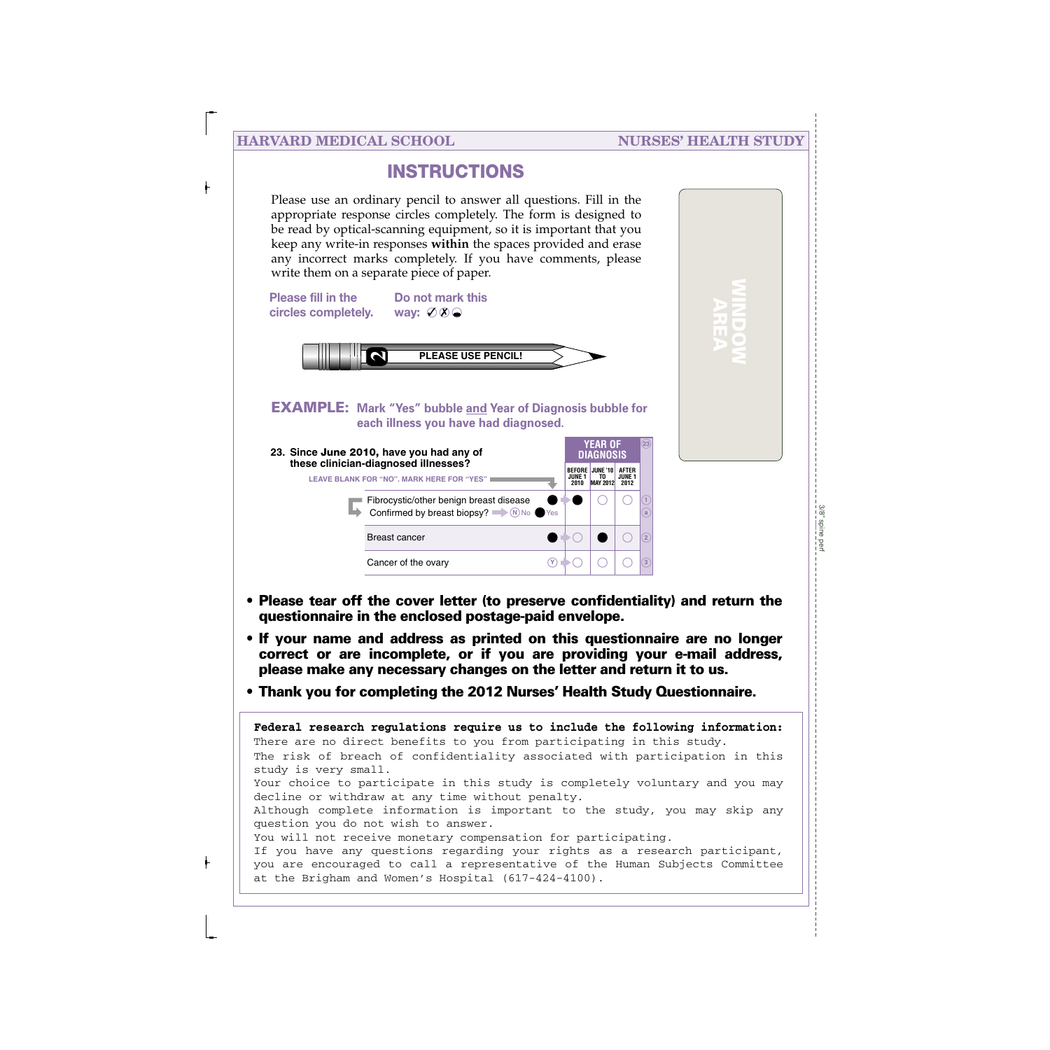HARVARD MEDICAL SCHOOL — NURSES' HEALTH STUDY

# INSTRUCTIONS

Please use an ordinary pencil to answer all questions. Fill in the appropriate response circles completely. The form is designed to be read by optical-scanning equipment, so it is important that you keep any write-in responses **within** the spaces provided and erase any incorrect marks completely. If you have comments, please write them on a separate piece of paper.

**Please fill in the circles completely.**

**Do not mark this way:** ✓ ✗ ◒

**PLEASE USE PENCIL!**

WINDOW AREA

**EXAMPLE: Mark "Yes" bubble and Year of Diagnosis bubble for each illness you have had diagnosed.**

**23. Since June 2010, have you had any of these clinician-diagnosed illnesses?**

LEAVE BLANK FOR "NO". MARK HERE FOR "YES"

| | Yes | YEAR OF DIAGNOSIS: BEFORE JUNE 1 2010 | JUNE '10 TO MAY 2012 | AFTER JUNE 1 2012 |
|---|---|---|---|---|
| Fibrocystic/other benign breast disease | ● | ● | ○ | ○ |
| Confirmed by breast biopsy? Ⓝ No ● Yes | | | | |
| Breast cancer | ● | ○ | ● | ○ |
| Cancer of the ovary | Ⓨ | ○ | ○ | ○ |

- **Please tear off the cover letter (to preserve confidentiality) and return the questionnaire in the enclosed postage-paid envelope.**
- **If your name and address as printed on this questionnaire are no longer correct or are incomplete, or if you are providing your e-mail address, please make any necessary changes on the letter and return it to us.**
- **Thank you for completing the 2012 Nurses' Health Study Questionnaire.**

**Federal research regulations require us to include the following information:**

There are no direct benefits to you from participating in this study.

The risk of breach of confidentiality associated with participation in this study is very small.

Your choice to participate in this study is completely voluntary and you may decline or withdraw at any time without penalty.

Although complete information is important to the study, you may skip any question you do not wish to answer.

You will not receive monetary compensation for participating.

If you have any questions regarding your rights as a research participant, you are encouraged to call a representative of the Human Subjects Committee at the Brigham and Women's Hospital (617-424-4100).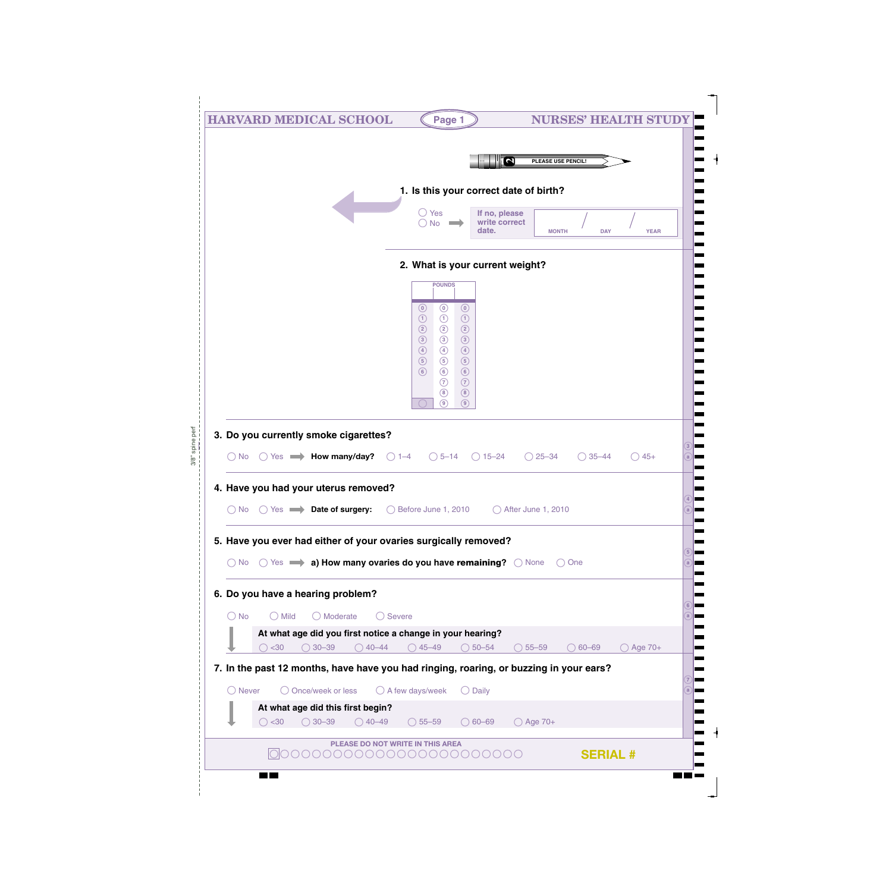HARVARD MEDICAL SCHOOL — NURSES' HEALTH STUDY

PLEASE USE PENCIL!

**1. Is this your correct date of birth?**

◯ Yes
◯ No → If no, please write correct date. MONTH / DAY / YEAR

**2. What is your current weight?**

POUNDS

| | | |
|---|---|---|
| 0 | 0 | 0 |
| 1 | 1 | 1 |
| 2 | 2 | 2 |
| 3 | 3 | 3 |
| 4 | 4 | 4 |
| 5 | 5 | 5 |
| 6 | 6 | 6 |
| | 7 | 7 |
| | 8 | 8 |
| | 9 | 9 |

**3. Do you currently smoke cigarettes?**

◯ No ◯ Yes → **How many/day?** ◯ 1–4 ◯ 5–14 ◯ 15–24 ◯ 25–34 ◯ 35–44 ◯ 45+

**4. Have you had your uterus removed?**

◯ No ◯ Yes → **Date of surgery:** ◯ Before June 1, 2010 ◯ After June 1, 2010

**5. Have you ever had either of your ovaries surgically removed?**

◯ No ◯ Yes → **a) How many ovaries do you have remaining?** ◯ None ◯ One

**6. Do you have a hearing problem?**

◯ No ◯ Mild ◯ Moderate ◯ Severe

**At what age did you first notice a change in your hearing?**

◯ <30 ◯ 30–39 ◯ 40–44 ◯ 45–49 ◯ 50–54 ◯ 55–59 ◯ 60–69 ◯ Age 70+

**7. In the past 12 months, have have you had ringing, roaring, or buzzing in your ears?**

◯ Never ◯ Once/week or less ◯ A few days/week ◯ Daily

**At what age did this first begin?**

◯ <30 ◯ 30–39 ◯ 40–49 ◯ 55–59 ◯ 60–69 ◯ Age 70+

PLEASE DO NOT WRITE IN THIS AREA

SERIAL #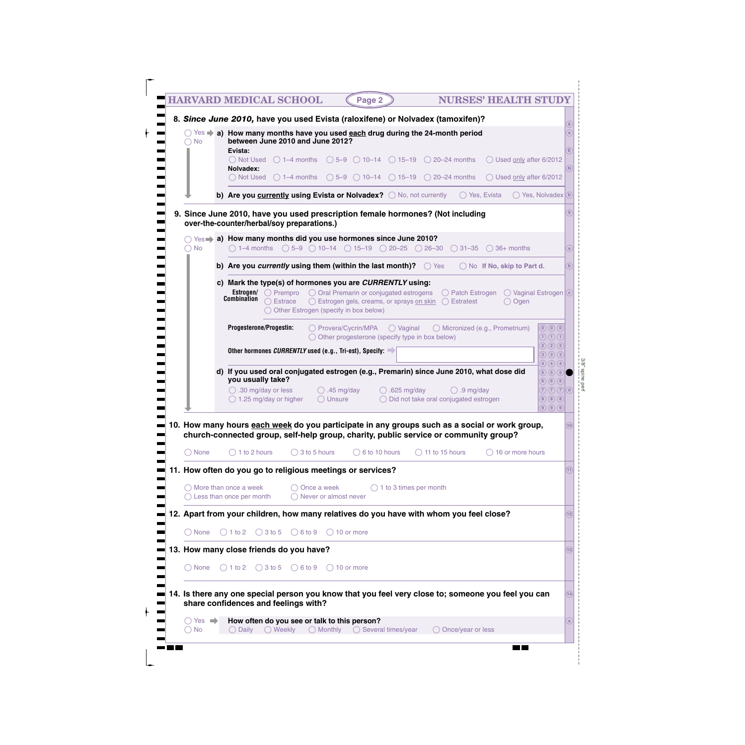**8. *Since June 2010,* have you used Evista (raloxifene) or Nolvadex (tamoxifen)?**

◯ Yes ➡ **a) How many months have you used each drug during the 24-month period between June 2010 and June 2012?**
◯ No

**Evista:**
◯ Not Used ◯ 1–4 months ◯ 5–9 ◯ 10–14 ◯ 15–19 ◯ 20–24 months ◯ Used only after 6/2012

**Nolvadex:**
◯ Not Used ◯ 1–4 months ◯ 5–9 ◯ 10–14 ◯ 15–19 ◯ 20–24 months ◯ Used only after 6/2012

**b) Are you currently using Evista or Nolvadex?** ◯ No, not currently ◯ Yes, Evista ◯ Yes, Nolvadex

**9. Since June 2010, have you used prescription female hormones? (Not including over-the-counter/herbal/soy preparations.)**

◯ Yes ➡ **a) How many months did you use hormones since June 2010?**
◯ No

◯ 1–4 months ◯ 5–9 ◯ 10–14 ◯ 15–19 ◯ 20–25 ◯ 26–30 ◯ 31–35 ◯ 36+ months

**b) Are you *currently* using them (within the last month)?** ◯ Yes ◯ No **If No, skip to Part d.**

**c) Mark the type(s) of hormones you are *CURRENTLY* using:**

**Estrogen/Combination**
◯ Prempro ◯ Oral Premarin or conjugated estrogens ◯ Patch Estrogen ◯ Vaginal Estrogen
◯ Estrace ◯ Estrogen gels, creams, or sprays on skin ◯ Estratest ◯ Ogen
◯ Other Estrogen (specify in box below)

**Progesterone/Progestin:**
◯ Provera/Cycrin/MPA ◯ Vaginal ◯ Micronized (e.g., Prometrium)
◯ Other progesterone (specify type in box below)

**Other hormones *CURRENTLY* used (e.g., Tri-est), Specify:** ➡ [ ]

**d) If you used oral conjugated estrogen (e.g., Premarin) since June 2010, what dose did you usually take?**

◯ .30 mg/day or less ◯ .45 mg/day ◯ .625 mg/day ◯ .9 mg/day
◯ 1.25 mg/day or higher ◯ Unsure ◯ Did not take oral conjugated estrogen

**10. How many hours each week do you participate in any groups such as a social or work group, church-connected group, self-help group, charity, public service or community group?**

◯ None ◯ 1 to 2 hours ◯ 3 to 5 hours ◯ 6 to 10 hours ◯ 11 to 15 hours ◯ 16 or more hours

**11. How often do you go to religious meetings or services?**

◯ More than once a week ◯ Once a week ◯ 1 to 3 times per month
◯ Less than once per month ◯ Never or almost never

**12. Apart from your children, how many relatives do you have with whom you feel close?**

◯ None ◯ 1 to 2 ◯ 3 to 5 ◯ 6 to 9 ◯ 10 or more

**13. How many close friends do you have?**

◯ None ◯ 1 to 2 ◯ 3 to 5 ◯ 6 to 9 ◯ 10 or more

**14. Is there any one special person you know that you feel very close to; someone you feel you can share confidences and feelings with?**

◯ Yes ➡ **How often do you see or talk to this person?**
◯ No

◯ Daily ◯ Weekly ◯ Monthly ◯ Several times/year ◯ Once/year or less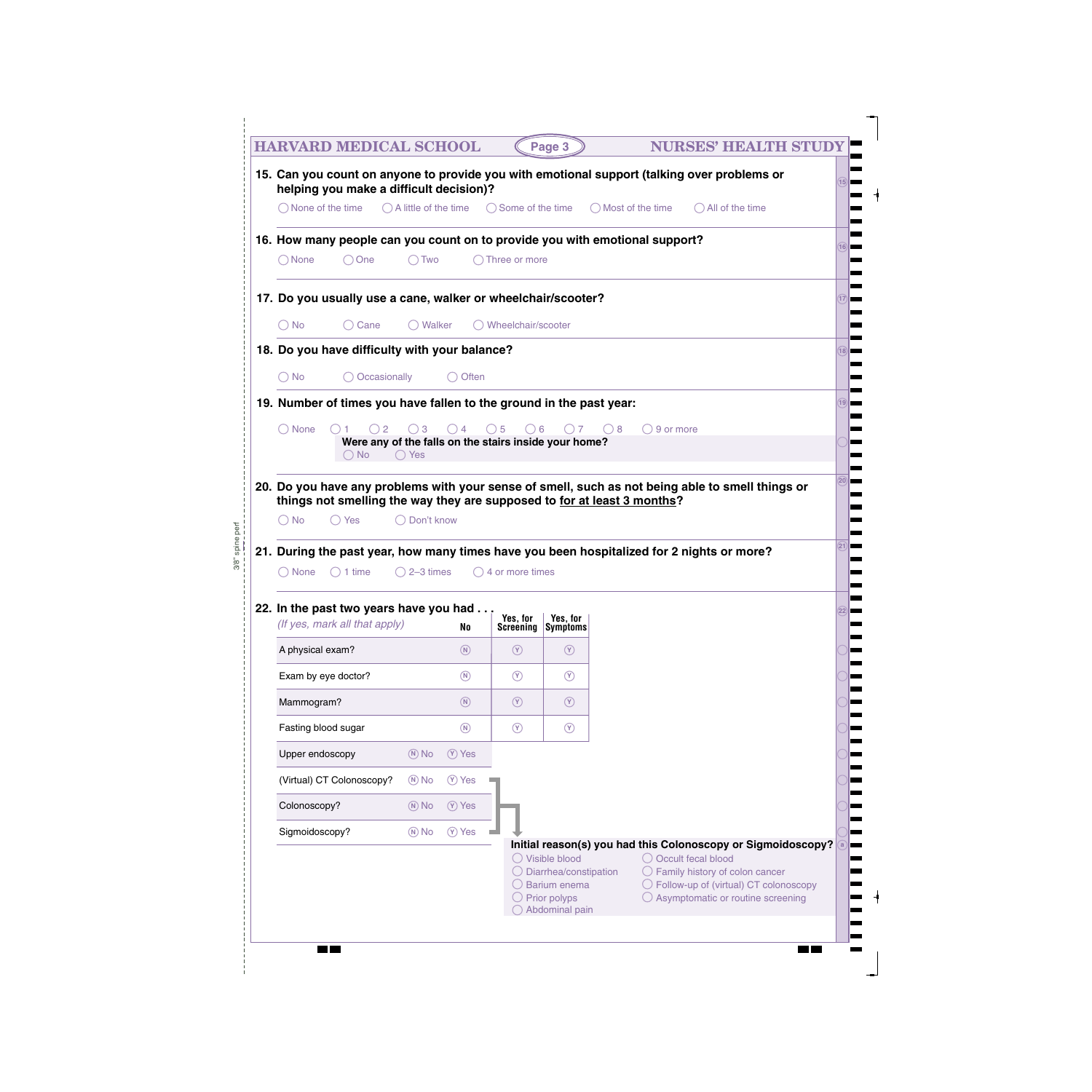**15. Can you count on anyone to provide you with emotional support (talking over problems or helping you make a difficult decision)?**

◯ None of the time ◯ A little of the time ◯ Some of the time ◯ Most of the time ◯ All of the time

**16. How many people can you count on to provide you with emotional support?**

◯ None ◯ One ◯ Two ◯ Three or more

**17. Do you usually use a cane, walker or wheelchair/scooter?**

◯ No ◯ Cane ◯ Walker ◯ Wheelchair/scooter

**18. Do you have difficulty with your balance?**

◯ No ◯ Occasionally ◯ Often

**19. Number of times you have fallen to the ground in the past year:**

◯ None ◯ 1 ◯ 2 ◯ 3 ◯ 4 ◯ 5 ◯ 6 ◯ 7 ◯ 8 ◯ 9 or more

**Were any of the falls on the stairs inside your home?**
◯ No ◯ Yes

**20. Do you have any problems with your sense of smell, such as not being able to smell things or things not smelling the way they are supposed to for at least 3 months?**

◯ No ◯ Yes ◯ Don't know

**21. During the past year, how many times have you been hospitalized for 2 nights or more?**

◯ None ◯ 1 time ◯ 2–3 times ◯ 4 or more times

**22. In the past two years have you had . . .**
*(If yes, mark all that apply)*

| | No | Yes, for Screening | Yes, for Symptoms |
|---|---|---|---|
| A physical exam? | Ⓝ | Ⓨ | Ⓨ |
| Exam by eye doctor? | Ⓝ | Ⓨ | Ⓨ |
| Mammogram? | Ⓝ | Ⓨ | Ⓨ |
| Fasting blood sugar | Ⓝ | Ⓨ | Ⓨ |

| | | |
|---|---|---|
| Upper endoscopy | Ⓝ No | Ⓨ Yes |
| (Virtual) CT Colonoscopy? | Ⓝ No | Ⓨ Yes |
| Colonoscopy? | Ⓝ No | Ⓨ Yes |
| Sigmoidoscopy? | Ⓝ No | Ⓨ Yes |

**Initial reason(s) you had this Colonoscopy or Sigmoidoscopy?**

◯ Visible blood
◯ Diarrhea/constipation
◯ Barium enema
◯ Prior polyps
◯ Abdominal pain
◯ Occult fecal blood
◯ Family history of colon cancer
◯ Follow-up of (virtual) CT colonoscopy
◯ Asymptomatic or routine screening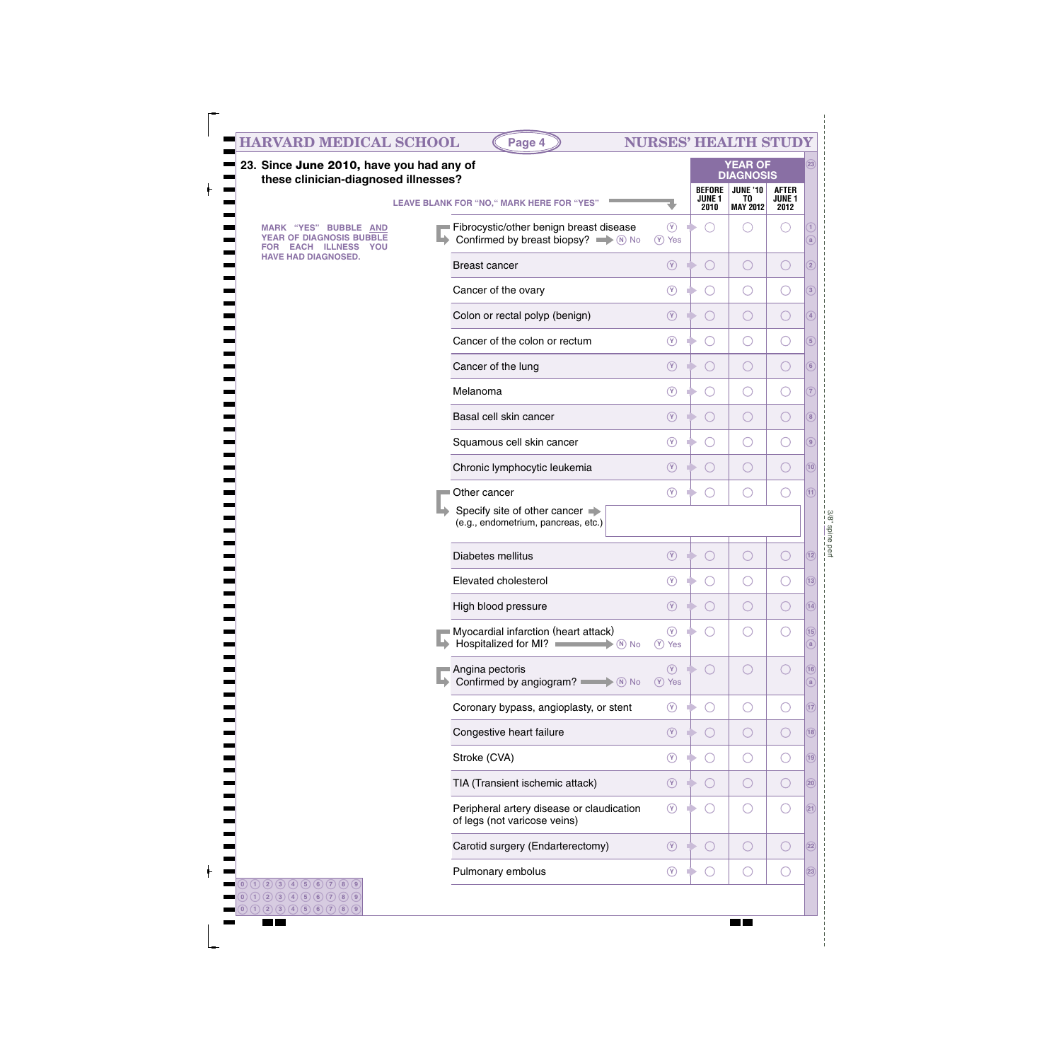## 23. Since June 2010, have you had any of these clinician-diagnosed illnesses?

LEAVE BLANK FOR "NO," MARK HERE FOR "YES"

MARK "YES" BUBBLE AND YEAR OF DIAGNOSIS BUBBLE FOR EACH ILLNESS YOU HAVE HAD DIAGNOSED.

| | | Year of Diagnosis | | |
|---|---|---|---|---|
| Illness | Yes | BEFORE JUNE 1 2010 | JUNE '10 TO MAY 2012 | AFTER JUNE 1 2012 |
| 1. Fibrocystic/other benign breast disease | Ⓨ | ○ | ○ | ○ |
| a. Confirmed by breast biopsy? Ⓝ No Ⓨ Yes | | | | |
| 2. Breast cancer | Ⓨ | ○ | ○ | ○ |
| 3. Cancer of the ovary | Ⓨ | ○ | ○ | ○ |
| 4. Colon or rectal polyp (benign) | Ⓨ | ○ | ○ | ○ |
| 5. Cancer of the colon or rectum | Ⓨ | ○ | ○ | ○ |
| 6. Cancer of the lung | Ⓨ | ○ | ○ | ○ |
| 7. Melanoma | Ⓨ | ○ | ○ | ○ |
| 8. Basal cell skin cancer | Ⓨ | ○ | ○ | ○ |
| 9. Squamous cell skin cancer | Ⓨ | ○ | ○ | ○ |
| 10. Chronic lymphocytic leukemia | Ⓨ | ○ | ○ | ○ |
| 11. Other cancer | Ⓨ | ○ | ○ | ○ |
| Specify site of other cancer (e.g., endometrium, pancreas, etc.) | | | | |
| 12. Diabetes mellitus | Ⓨ | ○ | ○ | ○ |
| 13. Elevated cholesterol | Ⓨ | ○ | ○ | ○ |
| 14. High blood pressure | Ⓨ | ○ | ○ | ○ |
| 15. Myocardial infarction (heart attack) | Ⓨ | ○ | ○ | ○ |
| a. Hospitalized for MI? Ⓝ No Ⓨ Yes | | | | |
| 16. Angina pectoris | Ⓨ | ○ | ○ | ○ |
| a. Confirmed by angiogram? Ⓝ No Ⓨ Yes | | | | |
| 17. Coronary bypass, angioplasty, or stent | Ⓨ | ○ | ○ | ○ |
| 18. Congestive heart failure | Ⓨ | ○ | ○ | ○ |
| 19. Stroke (CVA) | Ⓨ | ○ | ○ | ○ |
| 20. TIA (Transient ischemic attack) | Ⓨ | ○ | ○ | ○ |
| 21. Peripheral artery disease or claudication of legs (not varicose veins) | Ⓨ | ○ | ○ | ○ |
| 22. Carotid surgery (Endarterectomy) | Ⓨ | ○ | ○ | ○ |
| 23. Pulmonary embolus | Ⓨ | ○ | ○ | ○ |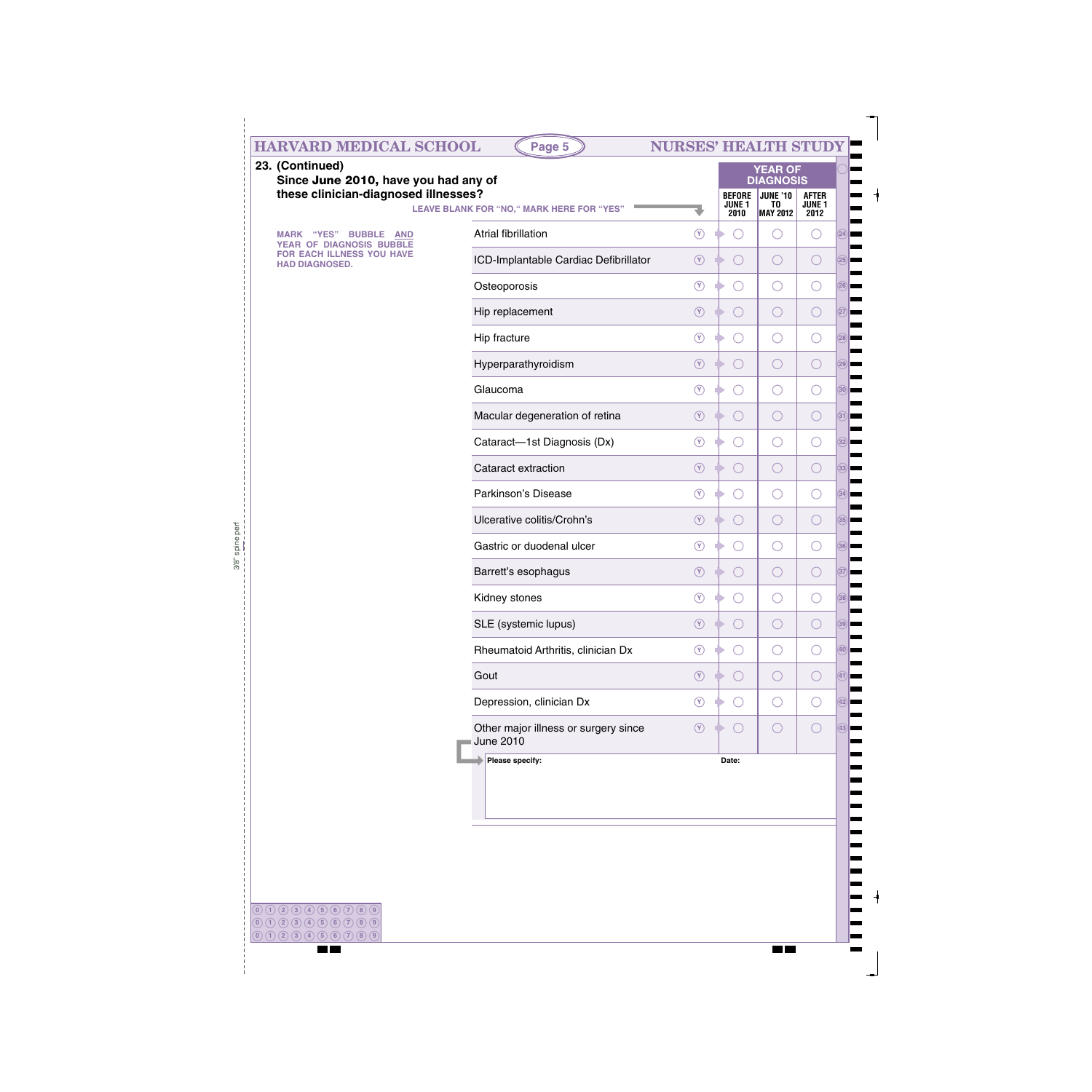## 23. (Continued)

**Since June 2010, have you had any of these clinician-diagnosed illnesses?**

LEAVE BLANK FOR "NO," MARK HERE FOR "YES"

MARK "YES" BUBBLE AND YEAR OF DIAGNOSIS BUBBLE FOR EACH ILLNESS YOU HAVE HAD DIAGNOSED.

| Illness | Yes | YEAR OF DIAGNOSIS | | | |
|---|---|---|---|---|---|
| | | BEFORE JUNE 1 2010 | JUNE '10 TO MAY 2012 | AFTER JUNE 1 2012 | |
| Atrial fibrillation | Ⓨ | ◯ | ◯ | ◯ | 24 |
| ICD-Implantable Cardiac Defibrillator | Ⓨ | ◯ | ◯ | ◯ | 25 |
| Osteoporosis | Ⓨ | ◯ | ◯ | ◯ | 26 |
| Hip replacement | Ⓨ | ◯ | ◯ | ◯ | 27 |
| Hip fracture | Ⓨ | ◯ | ◯ | ◯ | 28 |
| Hyperparathyroidism | Ⓨ | ◯ | ◯ | ◯ | 29 |
| Glaucoma | Ⓨ | ◯ | ◯ | ◯ | 30 |
| Macular degeneration of retina | Ⓨ | ◯ | ◯ | ◯ | 31 |
| Cataract—1st Diagnosis (Dx) | Ⓨ | ◯ | ◯ | ◯ | 32 |
| Cataract extraction | Ⓨ | ◯ | ◯ | ◯ | 33 |
| Parkinson's Disease | Ⓨ | ◯ | ◯ | ◯ | 34 |
| Ulcerative colitis/Crohn's | Ⓨ | ◯ | ◯ | ◯ | 35 |
| Gastric or duodenal ulcer | Ⓨ | ◯ | ◯ | ◯ | 36 |
| Barrett's esophagus | Ⓨ | ◯ | ◯ | ◯ | 37 |
| Kidney stones | Ⓨ | ◯ | ◯ | ◯ | 38 |
| SLE (systemic lupus) | Ⓨ | ◯ | ◯ | ◯ | 39 |
| Rheumatoid Arthritis, clinician Dx | Ⓨ | ◯ | ◯ | ◯ | 40 |
| Gout | Ⓨ | ◯ | ◯ | ◯ | 41 |
| Depression, clinician Dx | Ⓨ | ◯ | ◯ | ◯ | 42 |
| Other major illness or surgery since June 2010 | Ⓨ | ◯ | ◯ | ◯ | 43 |

**Please specify:** **Date:**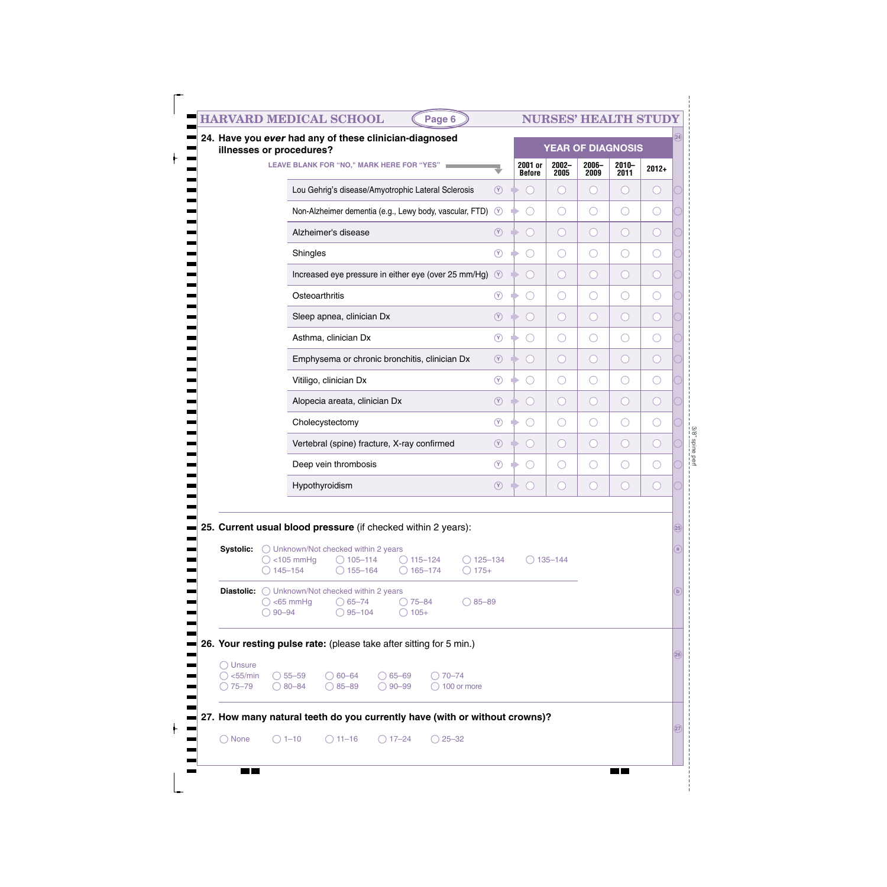## 24. Have you *ever* had any of these clinician-diagnosed illnesses or procedures?

LEAVE BLANK FOR "NO," MARK HERE FOR "YES"

| | | YEAR OF DIAGNOSIS | | | | |
|---|---|---|---|---|---|---|
| | | 2001 or Before | 2002–2005 | 2006–2009 | 2010–2011 | 2012+ |
| Lou Gehrig's disease/Amyotrophic Lateral Sclerosis | Ⓨ | ◯ | ◯ | ◯ | ◯ | ◯ |
| Non-Alzheimer dementia (e.g., Lewy body, vascular, FTD) | Ⓨ | ◯ | ◯ | ◯ | ◯ | ◯ |
| Alzheimer's disease | Ⓨ | ◯ | ◯ | ◯ | ◯ | ◯ |
| Shingles | Ⓨ | ◯ | ◯ | ◯ | ◯ | ◯ |
| Increased eye pressure in either eye (over 25 mm/Hg) | Ⓨ | ◯ | ◯ | ◯ | ◯ | ◯ |
| Osteoarthritis | Ⓨ | ◯ | ◯ | ◯ | ◯ | ◯ |
| Sleep apnea, clinician Dx | Ⓨ | ◯ | ◯ | ◯ | ◯ | ◯ |
| Asthma, clinician Dx | Ⓨ | ◯ | ◯ | ◯ | ◯ | ◯ |
| Emphysema or chronic bronchitis, clinician Dx | Ⓨ | ◯ | ◯ | ◯ | ◯ | ◯ |
| Vitiligo, clinician Dx | Ⓨ | ◯ | ◯ | ◯ | ◯ | ◯ |
| Alopecia areata, clinician Dx | Ⓨ | ◯ | ◯ | ◯ | ◯ | ◯ |
| Cholecystectomy | Ⓨ | ◯ | ◯ | ◯ | ◯ | ◯ |
| Vertebral (spine) fracture, X-ray confirmed | Ⓨ | ◯ | ◯ | ◯ | ◯ | ◯ |
| Deep vein thrombosis | Ⓨ | ◯ | ◯ | ◯ | ◯ | ◯ |
| Hypothyroidism | Ⓨ | ◯ | ◯ | ◯ | ◯ | ◯ |

## 25. Current usual blood pressure (if checked within 2 years):

**Systolic:**
- ◯ Unknown/Not checked within 2 years
- ◯ <105 mmHg ◯ 105–114 ◯ 115–124 ◯ 125–134 ◯ 135–144
- ◯ 145–154 ◯ 155–164 ◯ 165–174 ◯ 175+

**Diastolic:**
- ◯ Unknown/Not checked within 2 years
- ◯ <65 mmHg ◯ 65–74 ◯ 75–84 ◯ 85–89
- ◯ 90–94 ◯ 95–104 ◯ 105+

## 26. Your resting pulse rate: (please take after sitting for 5 min.)

- ◯ Unsure
- ◯ <55/min ◯ 55–59 ◯ 60–64 ◯ 65–69 ◯ 70–74
- ◯ 75–79 ◯ 80–84 ◯ 85–89 ◯ 90–99 ◯ 100 or more

## 27. How many natural teeth do you currently have (with or without crowns)?

◯ None ◯ 1–10 ◯ 11–16 ◯ 17–24 ◯ 25–32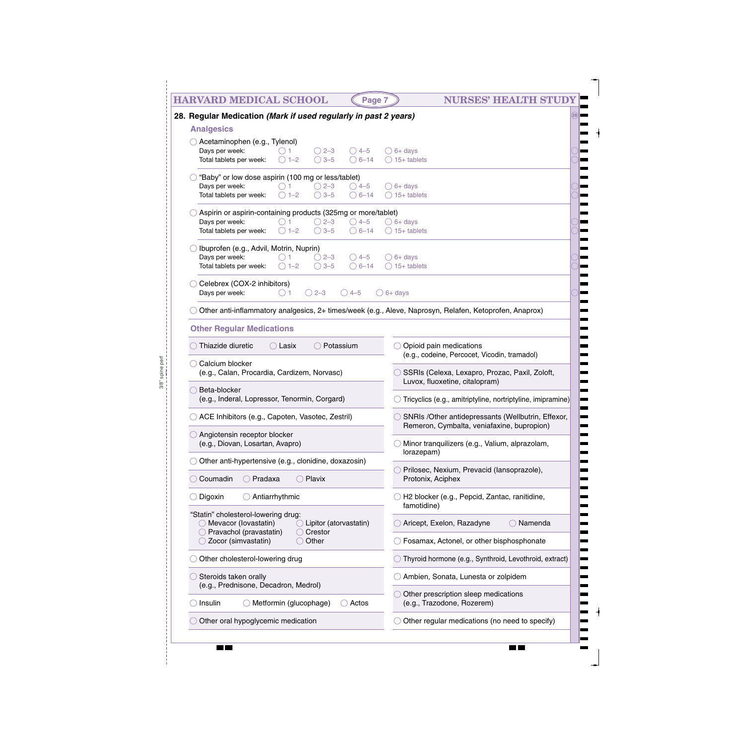## 28. Regular Medication *(Mark if used regularly in past 2 years)*

### Analgesics

○ Acetaminophen (e.g., Tylenol)

| | | | | |
|---|---|---|---|---|
| Days per week: | ○ 1 | ○ 2–3 | ○ 4–5 | ○ 6+ days |
| Total tablets per week: | ○ 1–2 | ○ 3–5 | ○ 6–14 | ○ 15+ tablets |

○ "Baby" or low dose aspirin (100 mg or less/tablet)

| | | | | |
|---|---|---|---|---|
| Days per week: | ○ 1 | ○ 2–3 | ○ 4–5 | ○ 6+ days |
| Total tablets per week: | ○ 1–2 | ○ 3–5 | ○ 6–14 | ○ 15+ tablets |

○ Aspirin or aspirin-containing products (325mg or more/tablet)

| | | | | |
|---|---|---|---|---|
| Days per week: | ○ 1 | ○ 2–3 | ○ 4–5 | ○ 6+ days |
| Total tablets per week: | ○ 1–2 | ○ 3–5 | ○ 6–14 | ○ 15+ tablets |

○ Ibuprofen (e.g., Advil, Motrin, Nuprin)

| | | | | |
|---|---|---|---|---|
| Days per week: | ○ 1 | ○ 2–3 | ○ 4–5 | ○ 6+ days |
| Total tablets per week: | ○ 1–2 | ○ 3–5 | ○ 6–14 | ○ 15+ tablets |

○ Celebrex (COX-2 inhibitors)

Days per week: ○ 1 ○ 2–3 ○ 4–5 ○ 6+ days

○ Other anti-inflammatory analgesics, 2+ times/week (e.g., Aleve, Naprosyn, Relafen, Ketoprofen, Anaprox)

### Other Regular Medications

- ○ Thiazide diuretic ○ Lasix ○ Potassium
- ○ Calcium blocker (e.g., Calan, Procardia, Cardizem, Norvasc)
- ○ Beta-blocker (e.g., Inderal, Lopressor, Tenormin, Corgard)
- ○ ACE Inhibitors (e.g., Capoten, Vasotec, Zestril)
- ○ Angiotensin receptor blocker (e.g., Diovan, Losartan, Avapro)
- ○ Other anti-hypertensive (e.g., clonidine, doxazosin)
- ○ Coumadin ○ Pradaxa ○ Plavix
- ○ Digoxin ○ Antiarrhythmic
- "Statin" cholesterol-lowering drug:
  - ○ Mevacor (lovastatin) ○ Lipitor (atorvastatin)
  - ○ Pravachol (pravastatin) ○ Crestor
  - ○ Zocor (simvastatin) ○ Other
- ○ Other cholesterol-lowering drug
- ○ Steroids taken orally (e.g., Prednisone, Decadron, Medrol)
- ○ Insulin ○ Metformin (glucophage) ○ Actos
- ○ Other oral hypoglycemic medication
- ○ Opioid pain medications (e.g., codeine, Percocet, Vicodin, tramadol)
- ○ SSRIs (Celexa, Lexapro, Prozac, Paxil, Zoloft, Luvox, fluoxetine, citalopram)
- ○ Tricyclics (e.g., amitriptyline, nortriptyline, imipramine)
- ○ SNRIs /Other antidepressants (Wellbutrin, Effexor, Remeron, Cymbalta, veniafaxine, bupropion)
- ○ Minor tranquilizers (e.g., Valium, alprazolam, lorazepam)
- ○ Prilosec, Nexium, Prevacid (lansoprazole), Protonix, Aciphex
- ○ H2 blocker (e.g., Pepcid, Zantac, ranitidine, famotidine)
- ○ Aricept, Exelon, Razadyne ○ Namenda
- ○ Fosamax, Actonel, or other bisphosphonate
- ○ Thyroid hormone (e.g., Synthroid, Levothroid, extract)
- ○ Ambien, Sonata, Lunesta or zolpidem
- ○ Other prescription sleep medications (e.g., Trazodone, Rozerem)
- ○ Other regular medications (no need to specify)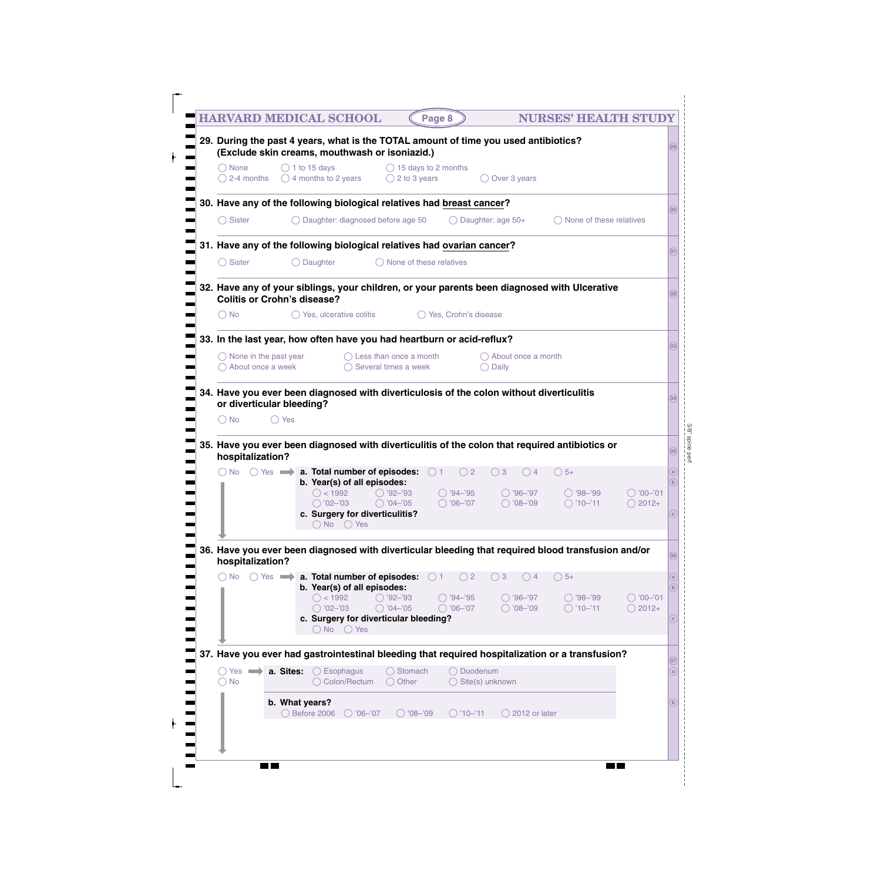29. **During the past 4 years, what is the TOTAL amount of time you used antibiotics? (Exclude skin creams, mouthwash or isoniazid.)**

◯ None ◯ 1 to 15 days ◯ 15 days to 2 months
◯ 2-4 months ◯ 4 months to 2 years ◯ 2 to 3 years ◯ Over 3 years

30. **Have any of the following biological relatives had breast cancer?**

◯ Sister ◯ Daughter: diagnosed before age 50 ◯ Daughter: age 50+ ◯ None of these relatives

31. **Have any of the following biological relatives had ovarian cancer?**

◯ Sister ◯ Daughter ◯ None of these relatives

32. **Have any of your siblings, your children, or your parents been diagnosed with Ulcerative Colitis or Crohn's disease?**

◯ No ◯ Yes, ulcerative colitis ◯ Yes, Crohn's disease

33. **In the last year, how often have you had heartburn or acid-reflux?**

◯ None in the past year ◯ Less than once a month ◯ About once a month
◯ About once a week ◯ Several times a week ◯ Daily

34. **Have you ever been diagnosed with diverticulosis of the colon without diverticulitis or diverticular bleeding?**

◯ No ◯ Yes

35. **Have you ever been diagnosed with diverticulitis of the colon that required antibiotics or hospitalization?**

◯ No ◯ Yes ➡

**a. Total number of episodes:** ◯ 1 ◯ 2 ◯ 3 ◯ 4 ◯ 5+

**b. Year(s) of all episodes:**
◯ < 1992 ◯ '92–'93 ◯ '94–'95 ◯ '96–'97 ◯ '98–'99 ◯ '00–'01
◯ '02–'03 ◯ '04–'05 ◯ '06–'07 ◯ '08–'09 ◯ '10–'11 ◯ 2012+

**c. Surgery for diverticulitis?**
◯ No ◯ Yes

36. **Have you ever been diagnosed with diverticular bleeding that required blood transfusion and/or hospitalization?**

◯ No ◯ Yes ➡

**a. Total number of episodes:** ◯ 1 ◯ 2 ◯ 3 ◯ 4 ◯ 5+

**b. Year(s) of all episodes:**
◯ < 1992 ◯ '92–'93 ◯ '94–'95 ◯ '96–'97 ◯ '98–'99 ◯ '00–'01
◯ '02–'03 ◯ '04–'05 ◯ '06–'07 ◯ '08–'09 ◯ '10–'11 ◯ 2012+

**c. Surgery for diverticular bleeding?**
◯ No ◯ Yes

37. **Have you ever had gastrointestinal bleeding that required hospitalization or a transfusion?**

◯ Yes ➡ ◯ No

**a. Sites:** ◯ Esophagus ◯ Stomach ◯ Duodenum
◯ Colon/Rectum ◯ Other ◯ Site(s) unknown

**b. What years?**
◯ Before 2006 ◯ '06–'07 ◯ '08–'09 ◯ '10–'11 ◯ 2012 or later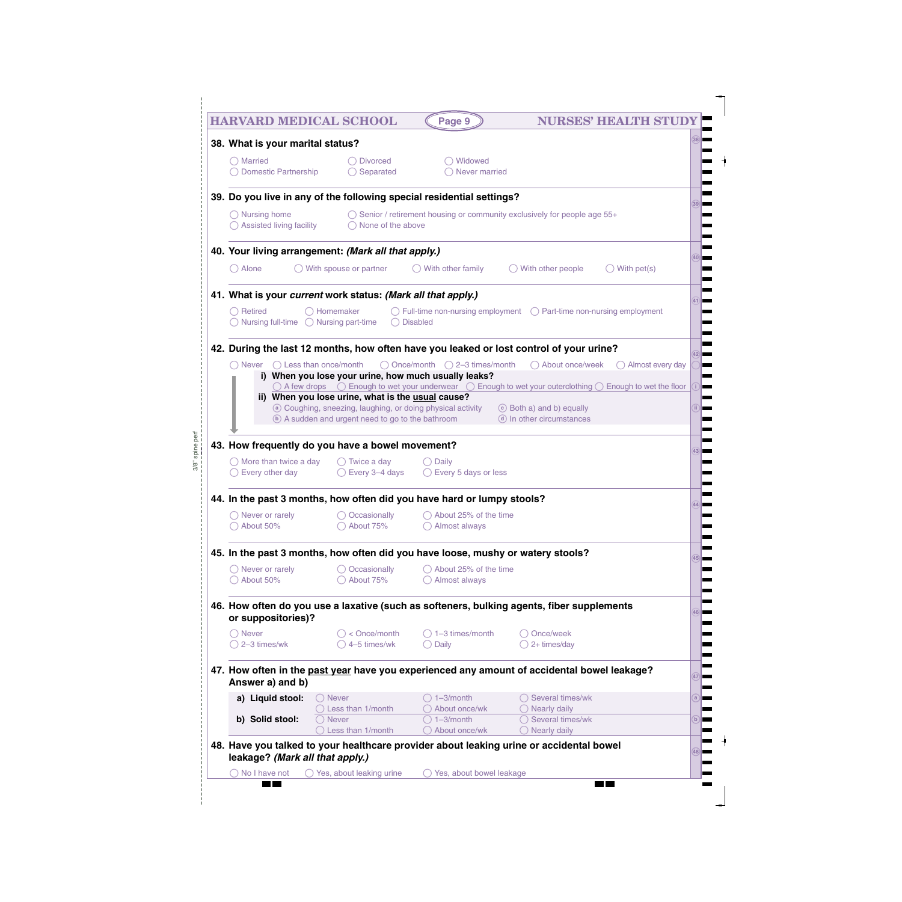**38. What is your marital status?**

- ◯ Married
- ◯ Domestic Partnership
- ◯ Divorced
- ◯ Separated
- ◯ Widowed
- ◯ Never married

**39. Do you live in any of the following special residential settings?**

- ◯ Nursing home
- ◯ Assisted living facility
- ◯ Senior / retirement housing or community exclusively for people age 55+
- ◯ None of the above

**40. Your living arrangement: *(Mark all that apply.)***

- ◯ Alone
- ◯ With spouse or partner
- ◯ With other family
- ◯ With other people
- ◯ With pet(s)

**41. What is your *current* work status: *(Mark all that apply.)***

- ◯ Retired
- ◯ Nursing full-time
- ◯ Homemaker
- ◯ Nursing part-time
- ◯ Full-time non-nursing employment
- ◯ Disabled
- ◯ Part-time non-nursing employment

**42. During the last 12 months, how often have you leaked or lost control of your urine?**

- ◯ Never
- ◯ Less than once/month
- ◯ Once/month
- ◯ 2–3 times/month
- ◯ About once/week
- ◯ Almost every day

**i) When you lose your urine, how much usually leaks?**

- ◯ A few drops
- ◯ Enough to wet your underwear
- ◯ Enough to wet your outerclothing
- ◯ Enough to wet the floor

**ii) When you lose urine, what is the usual cause?**

- ⓐ Coughing, sneezing, laughing, or doing physical activity
- ⓑ A sudden and urgent need to go to the bathroom
- ⓒ Both a) and b) equally
- ⓓ In other circumstances

**43. How frequently do you have a bowel movement?**

- ◯ More than twice a day
- ◯ Every other day
- ◯ Twice a day
- ◯ Every 3–4 days
- ◯ Daily
- ◯ Every 5 days or less

**44. In the past 3 months, how often did you have hard or lumpy stools?**

- ◯ Never or rarely
- ◯ About 50%
- ◯ Occasionally
- ◯ About 75%
- ◯ About 25% of the time
- ◯ Almost always

**45. In the past 3 months, how often did you have loose, mushy or watery stools?**

- ◯ Never or rarely
- ◯ About 50%
- ◯ Occasionally
- ◯ About 75%
- ◯ About 25% of the time
- ◯ Almost always

**46. How often do you use a laxative (such as softeners, bulking agents, fiber supplements or suppositories)?**

- ◯ Never
- ◯ 2–3 times/wk
- ◯ < Once/month
- ◯ 4–5 times/wk
- ◯ 1–3 times/month
- ◯ Daily
- ◯ Once/week
- ◯ 2+ times/day

**47. How often in the past year have you experienced any amount of accidental bowel leakage? Answer a) and b)**

| | | | |
|---|---|---|---|
| **a) Liquid stool:** | ◯ Never<br>◯ Less than 1/month | ◯ 1–3/month<br>◯ About once/wk | ◯ Several times/wk<br>◯ Nearly daily |
| **b) Solid stool:** | ◯ Never<br>◯ Less than 1/month | ◯ 1–3/month<br>◯ About once/wk | ◯ Several times/wk<br>◯ Nearly daily |

**48. Have you talked to your healthcare provider about leaking urine or accidental bowel leakage? *(Mark all that apply.)***

- ◯ No I have not
- ◯ Yes, about leaking urine
- ◯ Yes, about bowel leakage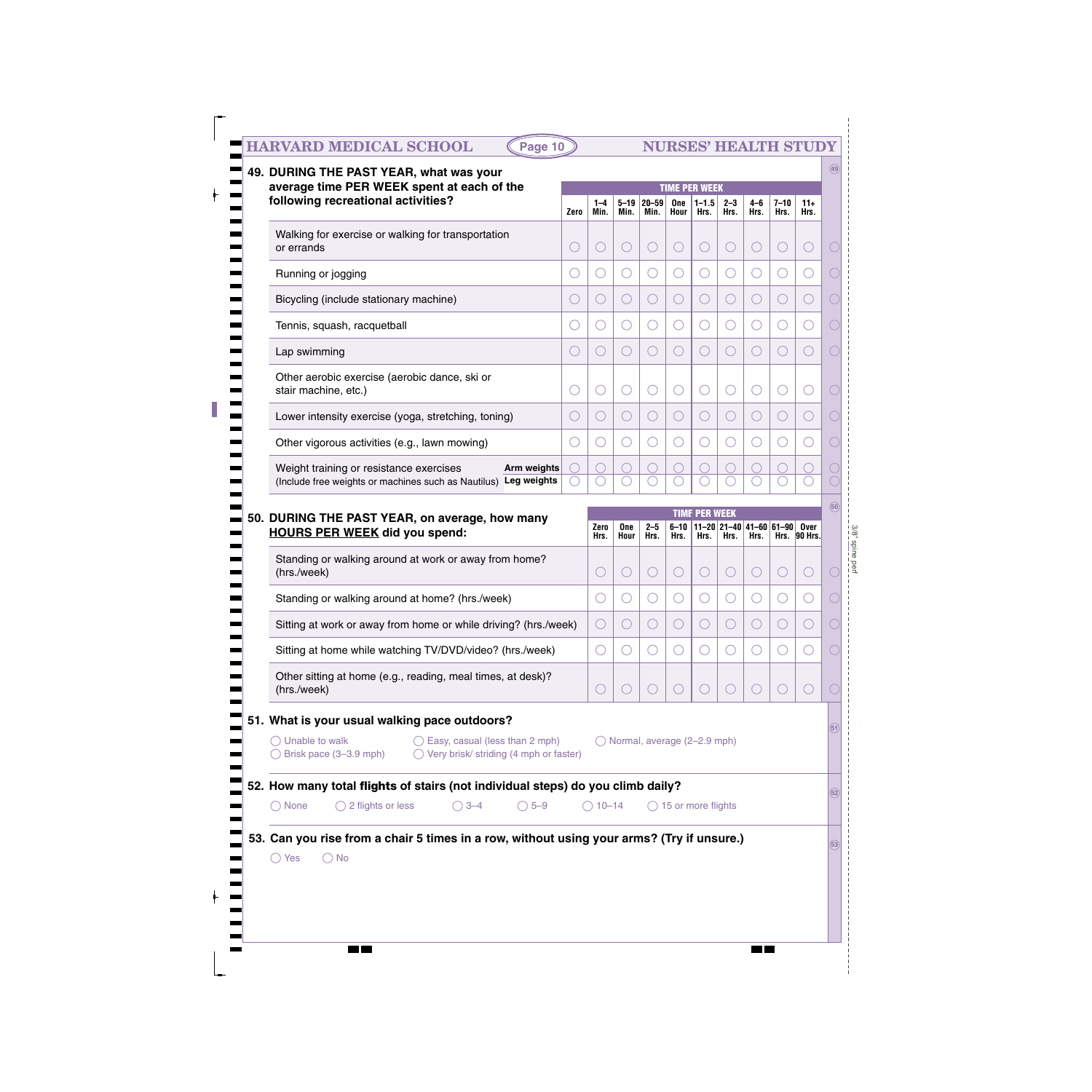**49. DURING THE PAST YEAR, what was your average time PER WEEK spent at each of the following recreational activities?**

| | TIME PER WEEK | | | | | | | | | |
|---|---|---|---|---|---|---|---|---|---|---|
| | Zero | 1–4 Min. | 5–19 Min. | 20–59 Min. | One Hour | 1–1.5 Hrs. | 2–3 Hrs. | 4–6 Hrs. | 7–10 Hrs. | 11+ Hrs. |
| Walking for exercise or walking for transportation or errands | ◯ | ◯ | ◯ | ◯ | ◯ | ◯ | ◯ | ◯ | ◯ | ◯ |
| Running or jogging | ◯ | ◯ | ◯ | ◯ | ◯ | ◯ | ◯ | ◯ | ◯ | ◯ |
| Bicycling (include stationary machine) | ◯ | ◯ | ◯ | ◯ | ◯ | ◯ | ◯ | ◯ | ◯ | ◯ |
| Tennis, squash, racquetball | ◯ | ◯ | ◯ | ◯ | ◯ | ◯ | ◯ | ◯ | ◯ | ◯ |
| Lap swimming | ◯ | ◯ | ◯ | ◯ | ◯ | ◯ | ◯ | ◯ | ◯ | ◯ |
| Other aerobic exercise (aerobic dance, ski or stair machine, etc.) | ◯ | ◯ | ◯ | ◯ | ◯ | ◯ | ◯ | ◯ | ◯ | ◯ |
| Lower intensity exercise (yoga, stretching, toning) | ◯ | ◯ | ◯ | ◯ | ◯ | ◯ | ◯ | ◯ | ◯ | ◯ |
| Other vigorous activities (e.g., lawn mowing) | ◯ | ◯ | ◯ | ◯ | ◯ | ◯ | ◯ | ◯ | ◯ | ◯ |
| Weight training or resistance exercises (Include free weights or machines such as Nautilus) — **Arm weights** | ◯ | ◯ | ◯ | ◯ | ◯ | ◯ | ◯ | ◯ | ◯ | ◯ |
| **Leg weights** | ◯ | ◯ | ◯ | ◯ | ◯ | ◯ | ◯ | ◯ | ◯ | ◯ |

**50. DURING THE PAST YEAR, on average, how many HOURS PER WEEK did you spend:**

| | TIME PER WEEK | | | | | | | | |
|---|---|---|---|---|---|---|---|---|---|
| | Zero Hrs. | One Hour | 2–5 Hrs. | 6–10 Hrs. | 11–20 Hrs. | 21–40 Hrs. | 41–60 Hrs. | 61–90 Hrs. | Over 90 Hrs. |
| Standing or walking around at work or away from home? (hrs./week) | ◯ | ◯ | ◯ | ◯ | ◯ | ◯ | ◯ | ◯ | ◯ |
| Standing or walking around at home? (hrs./week) | ◯ | ◯ | ◯ | ◯ | ◯ | ◯ | ◯ | ◯ | ◯ |
| Sitting at work or away from home or while driving? (hrs./week) | ◯ | ◯ | ◯ | ◯ | ◯ | ◯ | ◯ | ◯ | ◯ |
| Sitting at home while watching TV/DVD/video? (hrs./week) | ◯ | ◯ | ◯ | ◯ | ◯ | ◯ | ◯ | ◯ | ◯ |
| Other sitting at home (e.g., reading, meal times, at desk)? (hrs./week) | ◯ | ◯ | ◯ | ◯ | ◯ | ◯ | ◯ | ◯ | ◯ |

**51. What is your usual walking pace outdoors?**

◯ Unable to walk  ◯ Easy, casual (less than 2 mph)  ◯ Normal, average (2–2.9 mph)
◯ Brisk pace (3–3.9 mph)  ◯ Very brisk/ striding (4 mph or faster)

**52. How many total flights of stairs (not individual steps) do you climb daily?**

◯ None  ◯ 2 flights or less  ◯ 3–4  ◯ 5–9  ◯ 10–14  ◯ 15 or more flights

**53. Can you rise from a chair 5 times in a row, without using your arms? (Try if unsure.)**

◯ Yes  ◯ No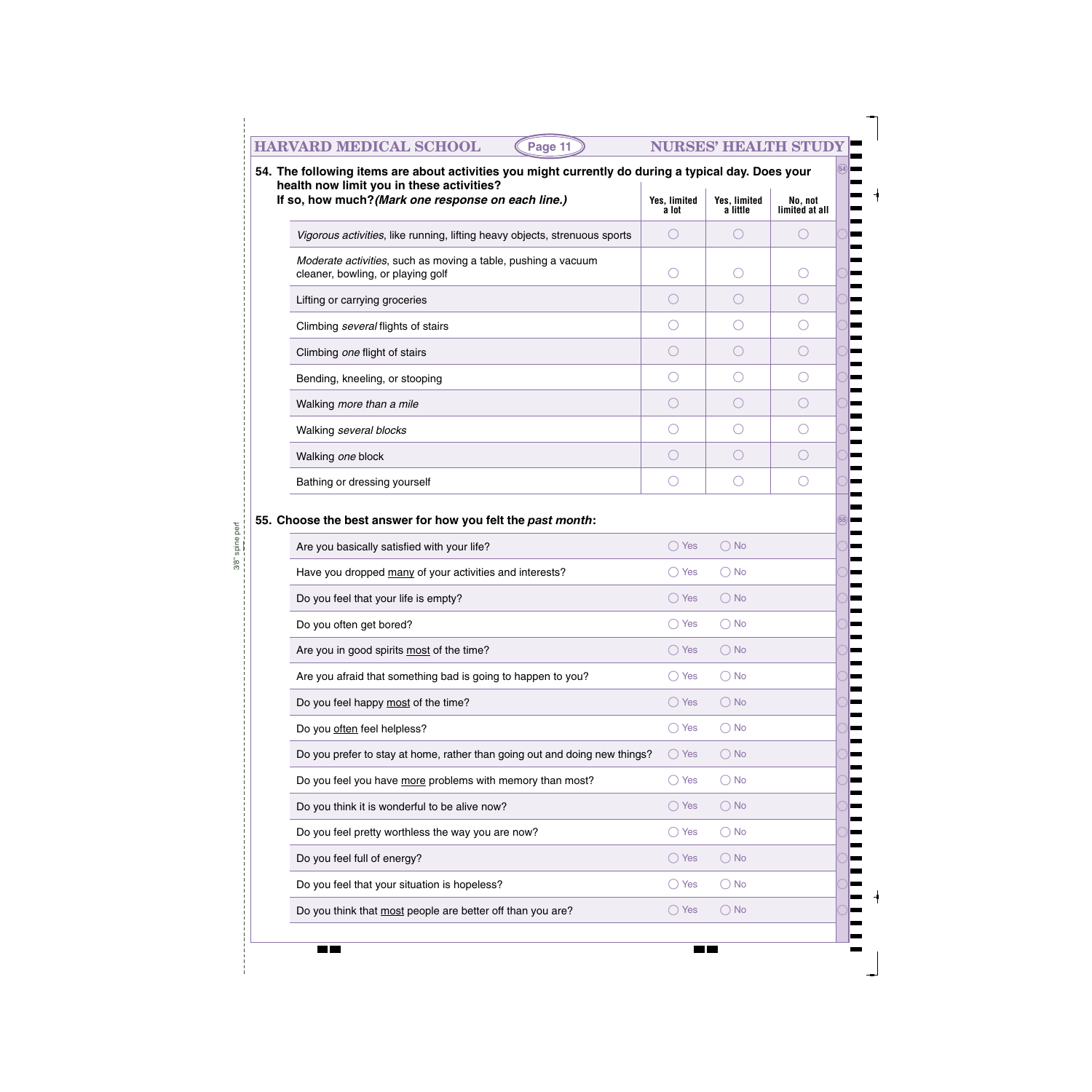**54. The following items are about activities you might currently do during a typical day. Does your health now limit you in these activities?**
**If so, how much?** ***(Mark one response on each line.)***

| | Yes, limited a lot | Yes, limited a little | No, not limited at all |
|---|---|---|---|
| *Vigorous activities*, like running, lifting heavy objects, strenuous sports | ◯ | ◯ | ◯ |
| *Moderate activities*, such as moving a table, pushing a vacuum cleaner, bowling, or playing golf | ◯ | ◯ | ◯ |
| Lifting or carrying groceries | ◯ | ◯ | ◯ |
| Climbing *several* flights of stairs | ◯ | ◯ | ◯ |
| Climbing *one* flight of stairs | ◯ | ◯ | ◯ |
| Bending, kneeling, or stooping | ◯ | ◯ | ◯ |
| Walking *more than a mile* | ◯ | ◯ | ◯ |
| Walking *several blocks* | ◯ | ◯ | ◯ |
| Walking *one* block | ◯ | ◯ | ◯ |
| Bathing or dressing yourself | ◯ | ◯ | ◯ |

**55. Choose the best answer for how you felt the *past month*:**

| | | |
|---|---|---|
| Are you basically satisfied with your life? | ◯ Yes | ◯ No |
| Have you dropped many of your activities and interests? | ◯ Yes | ◯ No |
| Do you feel that your life is empty? | ◯ Yes | ◯ No |
| Do you often get bored? | ◯ Yes | ◯ No |
| Are you in good spirits most of the time? | ◯ Yes | ◯ No |
| Are you afraid that something bad is going to happen to you? | ◯ Yes | ◯ No |
| Do you feel happy most of the time? | ◯ Yes | ◯ No |
| Do you often feel helpless? | ◯ Yes | ◯ No |
| Do you prefer to stay at home, rather than going out and doing new things? | ◯ Yes | ◯ No |
| Do you feel you have more problems with memory than most? | ◯ Yes | ◯ No |
| Do you think it is wonderful to be alive now? | ◯ Yes | ◯ No |
| Do you feel pretty worthless the way you are now? | ◯ Yes | ◯ No |
| Do you feel full of energy? | ◯ Yes | ◯ No |
| Do you feel that your situation is hopeless? | ◯ Yes | ◯ No |
| Do you think that most people are better off than you are? | ◯ Yes | ◯ No |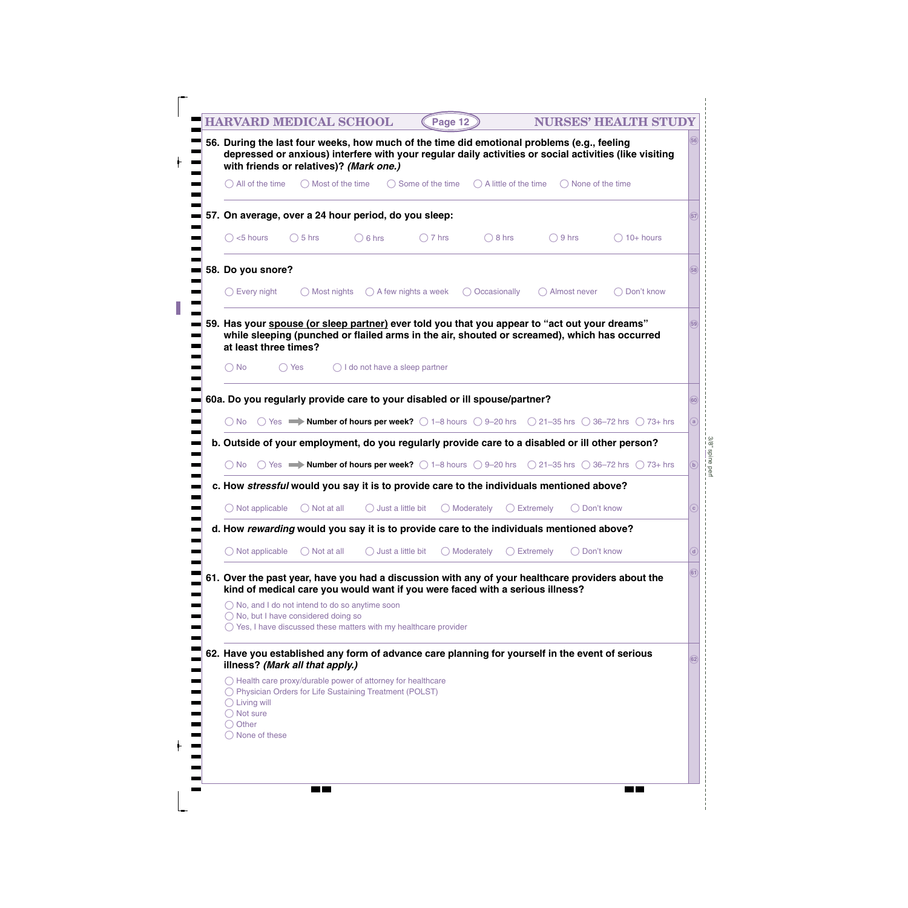**56. During the last four weeks, how much of the time did emotional problems (e.g., feeling depressed or anxious) interfere with your regular daily activities or social activities (like visiting with friends or relatives)? *(Mark one.)***

◯ All of the time ◯ Most of the time ◯ Some of the time ◯ A little of the time ◯ None of the time

**57. On average, over a 24 hour period, do you sleep:**

◯ <5 hours ◯ 5 hrs ◯ 6 hrs ◯ 7 hrs ◯ 8 hrs ◯ 9 hrs ◯ 10+ hours

**58. Do you snore?**

◯ Every night ◯ Most nights ◯ A few nights a week ◯ Occasionally ◯ Almost never ◯ Don't know

**59. Has your spouse (or sleep partner) ever told you that you appear to "act out your dreams" while sleeping (punched or flailed arms in the air, shouted or screamed), which has occurred at least three times?**

◯ No ◯ Yes ◯ I do not have a sleep partner

**60a. Do you regularly provide care to your disabled or ill spouse/partner?**

◯ No ◯ Yes ➡ **Number of hours per week?** ◯ 1–8 hours ◯ 9–20 hrs ◯ 21–35 hrs ◯ 36–72 hrs ◯ 73+ hrs

**b. Outside of your employment, do you regularly provide care to a disabled or ill other person?**

◯ No ◯ Yes ➡ **Number of hours per week?** ◯ 1–8 hours ◯ 9–20 hrs ◯ 21–35 hrs ◯ 36–72 hrs ◯ 73+ hrs

**c. How *stressful* would you say it is to provide care to the individuals mentioned above?**

◯ Not applicable ◯ Not at all ◯ Just a little bit ◯ Moderately ◯ Extremely ◯ Don't know

**d. How *rewarding* would you say it is to provide care to the individuals mentioned above?**

◯ Not applicable ◯ Not at all ◯ Just a little bit ◯ Moderately ◯ Extremely ◯ Don't know

**61. Over the past year, have you had a discussion with any of your healthcare providers about the kind of medical care you would want if you were faced with a serious illness?**

◯ No, and I do not intend to do so anytime soon
◯ No, but I have considered doing so
◯ Yes, I have discussed these matters with my healthcare provider

**62. Have you established any form of advance care planning for yourself in the event of serious illness? *(Mark all that apply.)***

◯ Health care proxy/durable power of attorney for healthcare
◯ Physician Orders for Life Sustaining Treatment (POLST)
◯ Living will
◯ Not sure
◯ Other
◯ None of these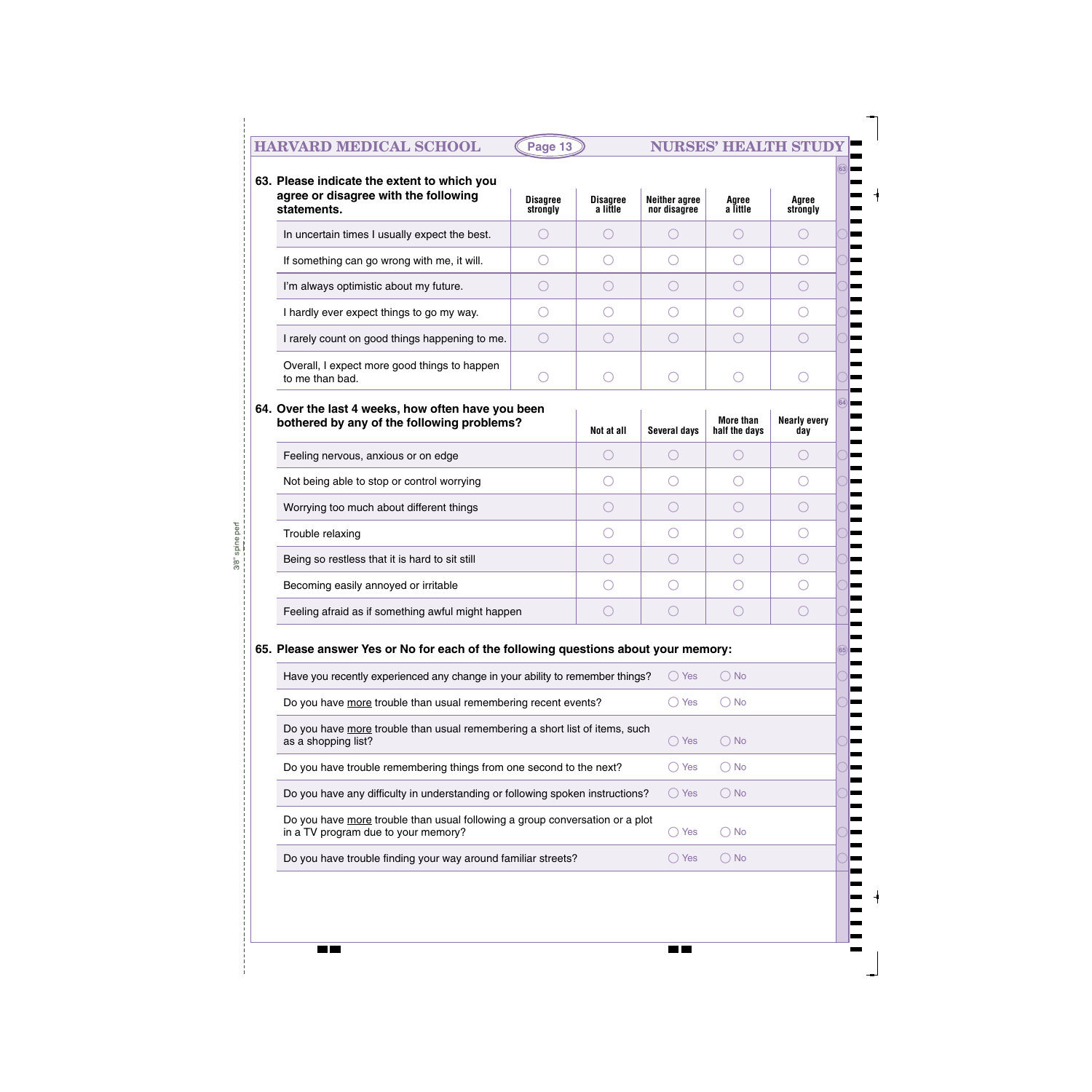**63. Please indicate the extent to which you agree or disagree with the following statements.**

| | Disagree strongly | Disagree a little | Neither agree nor disagree | Agree a little | Agree strongly |
|---|---|---|---|---|---|
| In uncertain times I usually expect the best. | ◯ | ◯ | ◯ | ◯ | ◯ |
| If something can go wrong with me, it will. | ◯ | ◯ | ◯ | ◯ | ◯ |
| I'm always optimistic about my future. | ◯ | ◯ | ◯ | ◯ | ◯ |
| I hardly ever expect things to go my way. | ◯ | ◯ | ◯ | ◯ | ◯ |
| I rarely count on good things happening to me. | ◯ | ◯ | ◯ | ◯ | ◯ |
| Overall, I expect more good things to happen to me than bad. | ◯ | ◯ | ◯ | ◯ | ◯ |

**64. Over the last 4 weeks, how often have you been bothered by any of the following problems?**

| | Not at all | Several days | More than half the days | Nearly every day |
|---|---|---|---|---|
| Feeling nervous, anxious or on edge | ◯ | ◯ | ◯ | ◯ |
| Not being able to stop or control worrying | ◯ | ◯ | ◯ | ◯ |
| Worrying too much about different things | ◯ | ◯ | ◯ | ◯ |
| Trouble relaxing | ◯ | ◯ | ◯ | ◯ |
| Being so restless that it is hard to sit still | ◯ | ◯ | ◯ | ◯ |
| Becoming easily annoyed or irritable | ◯ | ◯ | ◯ | ◯ |
| Feeling afraid as if something awful might happen | ◯ | ◯ | ◯ | ◯ |

**65. Please answer Yes or No for each of the following questions about your memory:**

| | | |
|---|---|---|
| Have you recently experienced any change in your ability to remember things? | ◯ Yes | ◯ No |
| Do you have more trouble than usual remembering recent events? | ◯ Yes | ◯ No |
| Do you have more trouble than usual remembering a short list of items, such as a shopping list? | ◯ Yes | ◯ No |
| Do you have trouble remembering things from one second to the next? | ◯ Yes | ◯ No |
| Do you have any difficulty in understanding or following spoken instructions? | ◯ Yes | ◯ No |
| Do you have more trouble than usual following a group conversation or a plot in a TV program due to your memory? | ◯ Yes | ◯ No |
| Do you have trouble finding your way around familiar streets? | ◯ Yes | ◯ No |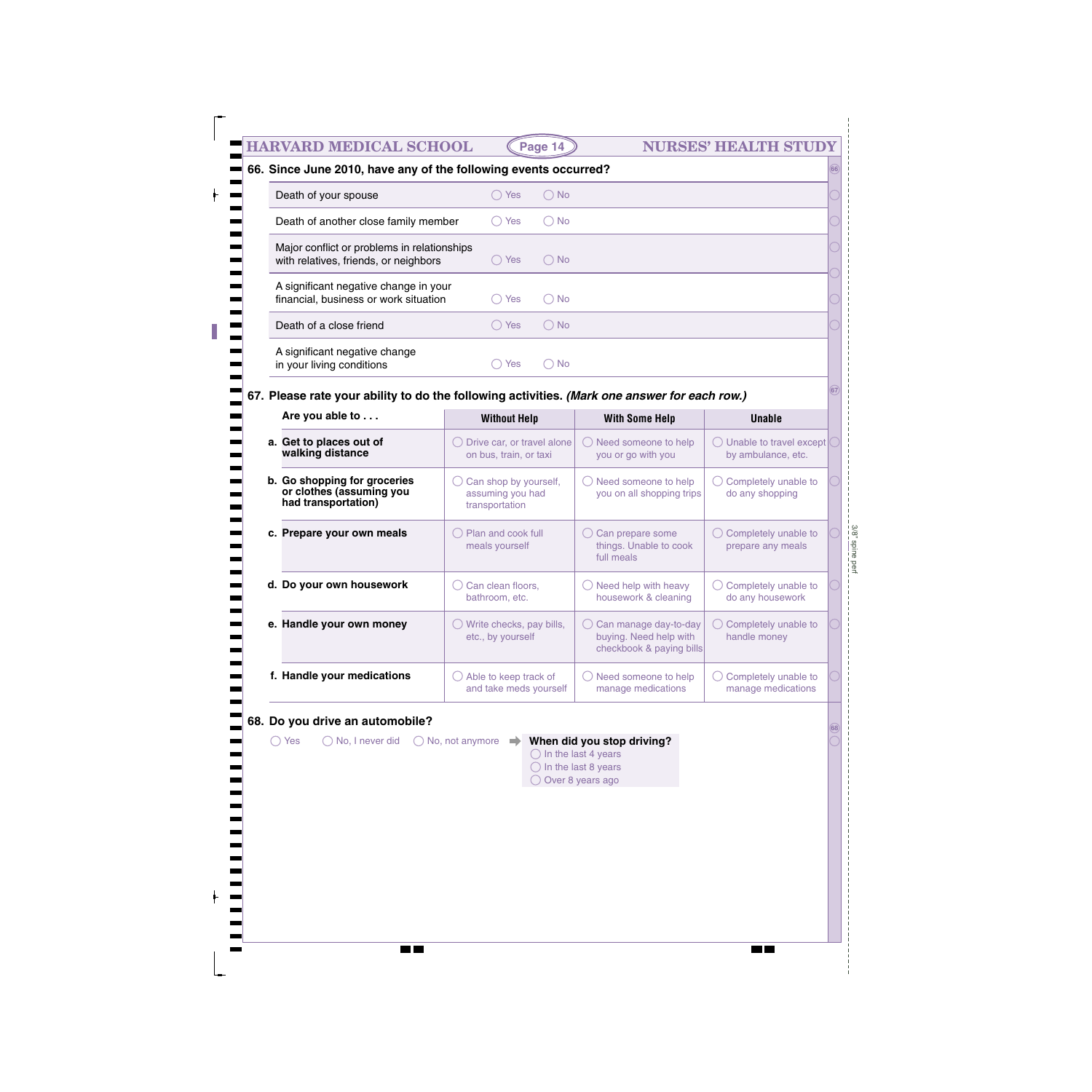**66. Since June 2010, have any of the following events occurred?**

| | | |
|---|---|---|
| Death of your spouse | ◯ Yes | ◯ No |
| Death of another close family member | ◯ Yes | ◯ No |
| Major conflict or problems in relationships with relatives, friends, or neighbors | ◯ Yes | ◯ No |
| A significant negative change in your financial, business or work situation | ◯ Yes | ◯ No |
| Death of a close friend | ◯ Yes | ◯ No |
| A significant negative change in your living conditions | ◯ Yes | ◯ No |

**67. Please rate your ability to do the following activities.** ***(Mark one answer for each row.)***

| Are you able to . . . | Without Help | With Some Help | Unable |
|---|---|---|---|
| **a. Get to places out of walking distance** | ◯ Drive car, or travel alone on bus, train, or taxi | ◯ Need someone to help you or go with you | ◯ Unable to travel except by ambulance, etc. |
| **b. Go shopping for groceries or clothes (assuming you had transportation)** | ◯ Can shop by yourself, assuming you had transportation | ◯ Need someone to help you on all shopping trips | ◯ Completely unable to do any shopping |
| **c. Prepare your own meals** | ◯ Plan and cook full meals yourself | ◯ Can prepare some things. Unable to cook full meals | ◯ Completely unable to prepare any meals |
| **d. Do your own housework** | ◯ Can clean floors, bathroom, etc. | ◯ Need help with heavy housework & cleaning | ◯ Completely unable to do any housework |
| **e. Handle your own money** | ◯ Write checks, pay bills, etc., by yourself | ◯ Can manage day-to-day buying. Need help with checkbook & paying bills | ◯ Completely unable to handle money |
| **f. Handle your medications** | ◯ Able to keep track of and take meds yourself | ◯ Need someone to help manage medications | ◯ Completely unable to manage medications |

**68. Do you drive an automobile?**

◯ Yes ◯ No, I never did ◯ No, not anymore ➡ **When did you stop driving?**

- ◯ In the last 4 years
- ◯ In the last 8 years
- ◯ Over 8 years ago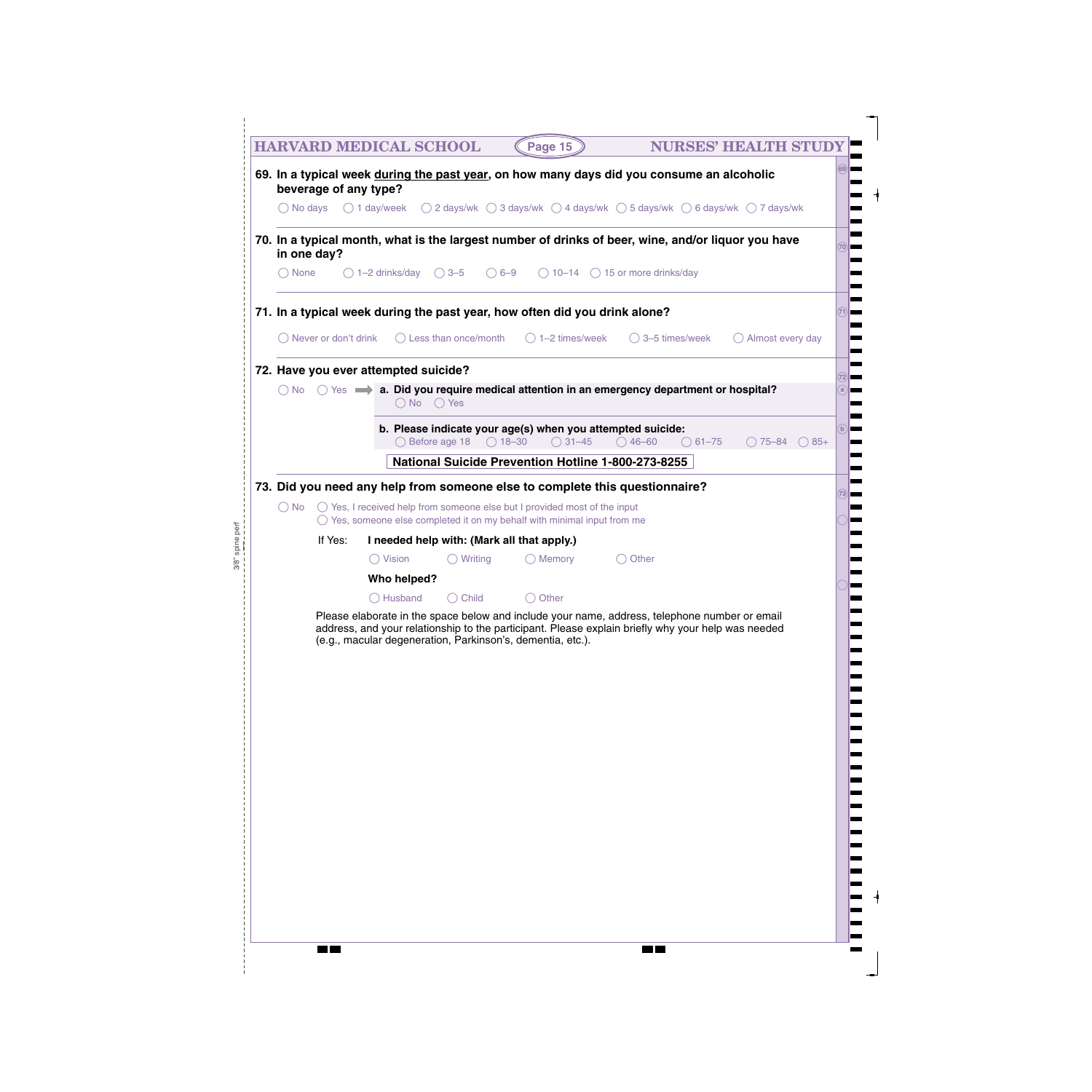**69. In a typical week during the past year, on how many days did you consume an alcoholic beverage of any type?**

○ No days ○ 1 day/week ○ 2 days/wk ○ 3 days/wk ○ 4 days/wk ○ 5 days/wk ○ 6 days/wk ○ 7 days/wk

**70. In a typical month, what is the largest number of drinks of beer, wine, and/or liquor you have in one day?**

○ None ○ 1–2 drinks/day ○ 3–5 ○ 6–9 ○ 10–14 ○ 15 or more drinks/day

**71. In a typical week during the past year, how often did you drink alone?**

○ Never or don't drink ○ Less than once/month ○ 1–2 times/week ○ 3–5 times/week ○ Almost every day

**72. Have you ever attempted suicide?**

○ No ○ Yes ➡ **a. Did you require medical attention in an emergency department or hospital?**
○ No ○ Yes

**b. Please indicate your age(s) when you attempted suicide:**
○ Before age 18 ○ 18–30 ○ 31–45 ○ 46–60 ○ 61–75 ○ 75–84 ○ 85+

**National Suicide Prevention Hotline 1-800-273-8255**

**73. Did you need any help from someone else to complete this questionnaire?**

○ No ○ Yes, I received help from someone else but I provided most of the input
○ Yes, someone else completed it on my behalf with minimal input from me

If Yes: **I needed help with: (Mark all that apply.)**

○ Vision ○ Writing ○ Memory ○ Other

**Who helped?**

○ Husband ○ Child ○ Other

Please elaborate in the space below and include your name, address, telephone number or email address, and your relationship to the participant. Please explain briefly why your help was needed (e.g., macular degeneration, Parkinson's, dementia, etc.).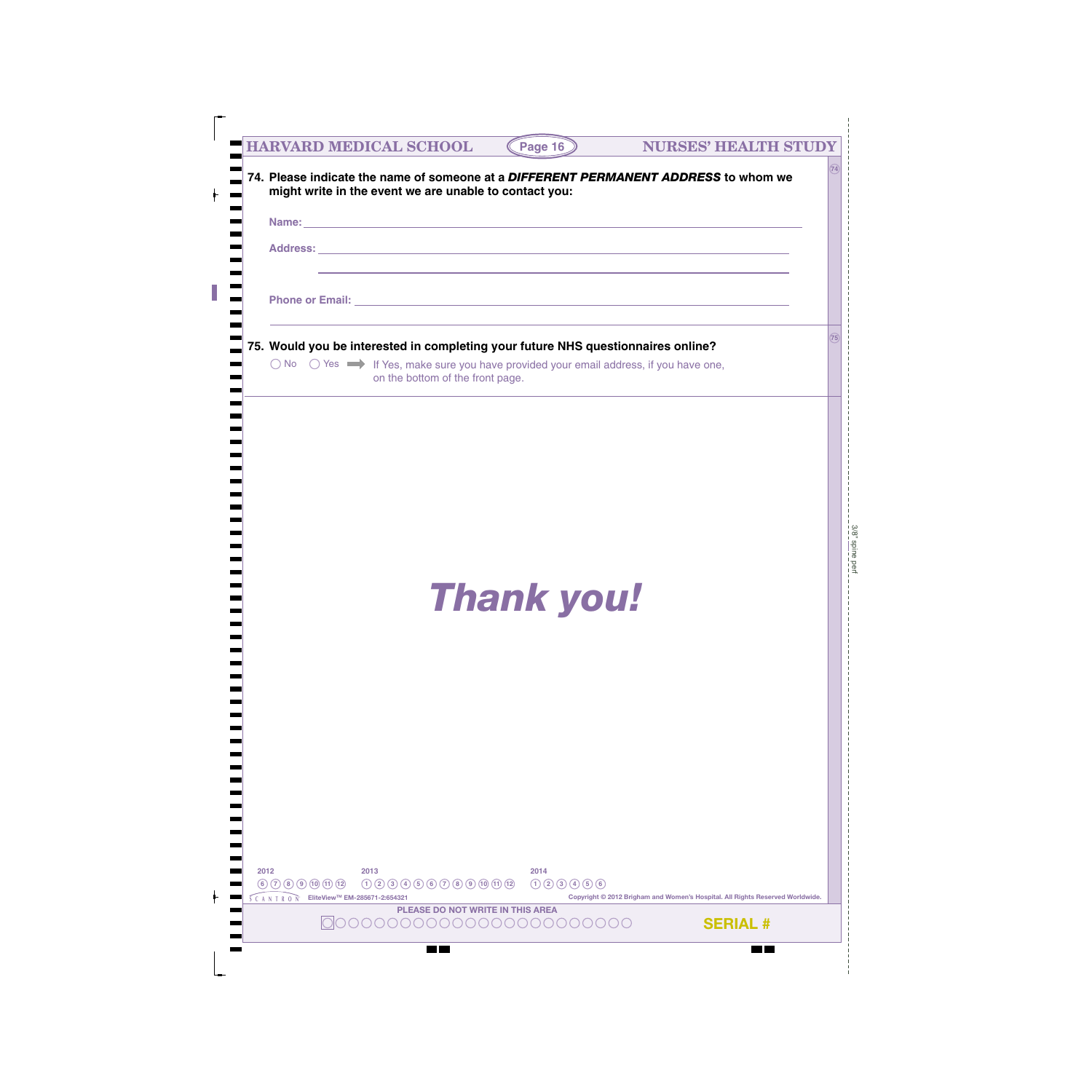**74. Please indicate the name of someone at a *DIFFERENT PERMANENT ADDRESS* to whom we might write in the event we are unable to contact you:**

Name: ______________________________________________

Address: ______________________________________________

______________________________________________

Phone or Email: ______________________________________________

**75. Would you be interested in completing your future NHS questionnaires online?**

◯ No ◯ Yes ➡ If Yes, make sure you have provided your email address, if you have one, on the bottom of the front page.

# *Thank you!*

2012: ⑥ ⑦ ⑧ ⑨ ⑩ ⑪ ⑫

2013: ① ② ③ ④ ⑤ ⑥ ⑦ ⑧ ⑨ ⑩ ⑪ ⑫

2014: ① ② ③ ④ ⑤ ⑥

SCANTRON EliteView™ EM-285671-2:654321

Copyright © 2012 Brigham and Women's Hospital. All Rights Reserved Worldwide.

PLEASE DO NOT WRITE IN THIS AREA

SERIAL #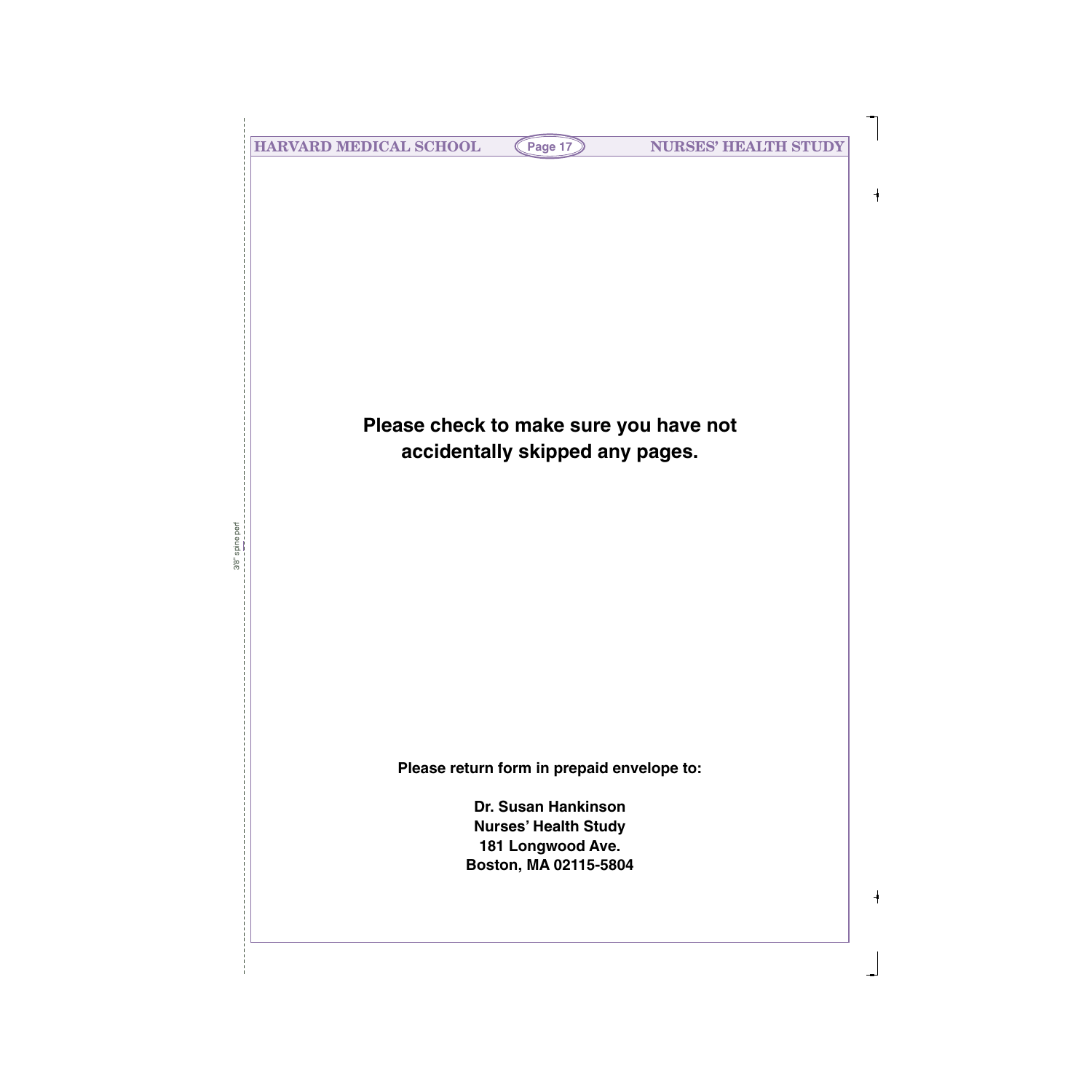**Please check to make sure you have not accidentally skipped any pages.**

**Please return form in prepaid envelope to:**

**Dr. Susan Hankinson**
**Nurses' Health Study**
**181 Longwood Ave.**
**Boston, MA 02115-5804**